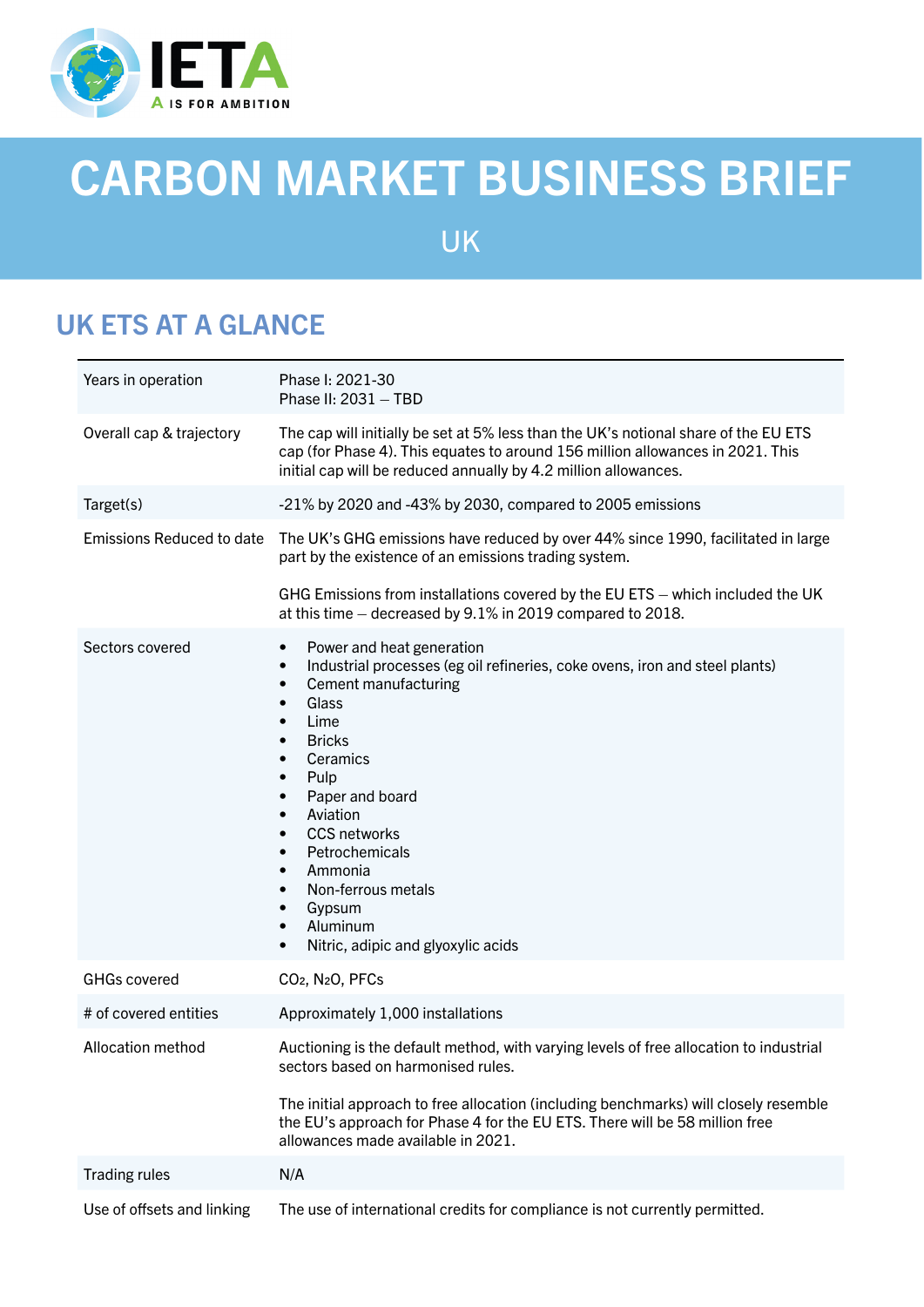# CARBON MARKET BUSINESS BRIEF

UK

## UK ETS AT A GLANCE

| | |
|---|---|
| Years in operation | Phase I: 2021-30<br>Phase II: 2031 – TBD |
| Overall cap & trajectory | The cap will initially be set at 5% less than the UK's notional share of the EU ETS cap (for Phase 4). This equates to around 156 million allowances in 2021. This initial cap will be reduced annually by 4.2 million allowances. |
| Target(s) | -21% by 2020 and -43% by 2030, compared to 2005 emissions |
| Emissions Reduced to date | The UK's GHG emissions have reduced by over 44% since 1990, facilitated in large part by the existence of an emissions trading system.<br><br>GHG Emissions from installations covered by the EU ETS – which included the UK at this time – decreased by 9.1% in 2019 compared to 2018. |
| Sectors covered | • Power and heat generation<br>• Industrial processes (eg oil refineries, coke ovens, iron and steel plants)<br>• Cement manufacturing<br>• Glass<br>• Lime<br>• Bricks<br>• Ceramics<br>• Pulp<br>• Paper and board<br>• Aviation<br>• CCS networks<br>• Petrochemicals<br>• Ammonia<br>• Non-ferrous metals<br>• Gypsum<br>• Aluminum<br>• Nitric, adipic and glyoxylic acids |
| GHGs covered | $CO_2$, $N_2O$, PFCs |
| # of covered entities | Approximately 1,000 installations |
| Allocation method | Auctioning is the default method, with varying levels of free allocation to industrial sectors based on harmonised rules.<br><br>The initial approach to free allocation (including benchmarks) will closely resemble the EU's approach for Phase 4 for the EU ETS. There will be 58 million free allowances made available in 2021. |
| Trading rules | N/A |
| Use of offsets and linking | The use of international credits for compliance is not currently permitted. |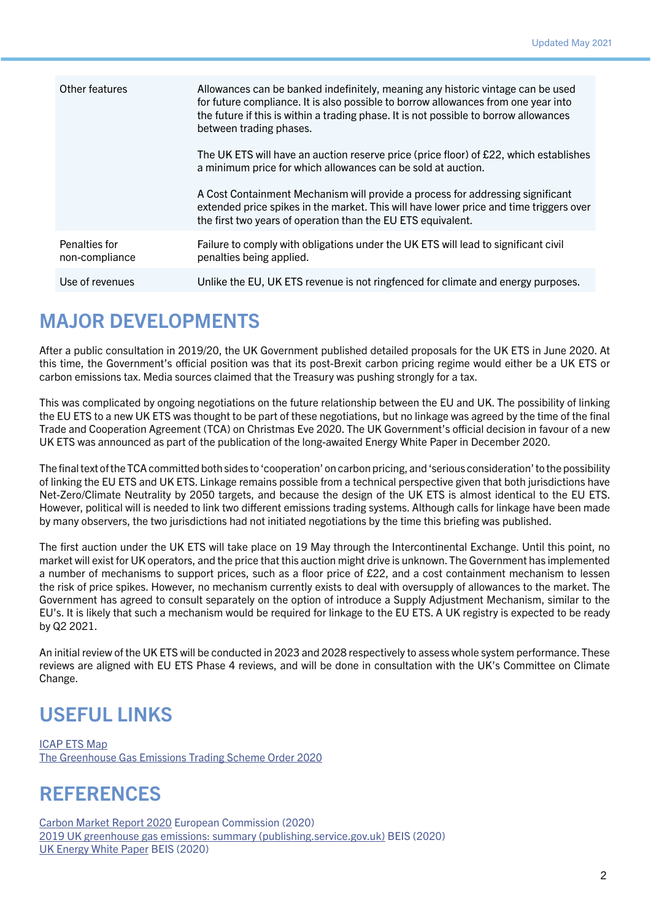| | |
|---|---|
| Other features | Allowances can be banked indefinitely, meaning any historic vintage can be used for future compliance. It is also possible to borrow allowances from one year into the future if this is within a trading phase. It is not possible to borrow allowances between trading phases.<br><br>The UK ETS will have an auction reserve price (price floor) of £22, which establishes a minimum price for which allowances can be sold at auction.<br><br>A Cost Containment Mechanism will provide a process for addressing significant extended price spikes in the market. This will have lower price and time triggers over the first two years of operation than the EU ETS equivalent. |
| Penalties for non-compliance | Failure to comply with obligations under the UK ETS will lead to significant civil penalties being applied. |
| Use of revenues | Unlike the EU, UK ETS revenue is not ringfenced for climate and energy purposes. |

## MAJOR DEVELOPMENTS

After a public consultation in 2019/20, the UK Government published detailed proposals for the UK ETS in June 2020. At this time, the Government's official position was that its post-Brexit carbon pricing regime would either be a UK ETS or carbon emissions tax. Media sources claimed that the Treasury was pushing strongly for a tax.

This was complicated by ongoing negotiations on the future relationship between the EU and UK. The possibility of linking the EU ETS to a new UK ETS was thought to be part of these negotiations, but no linkage was agreed by the time of the final Trade and Cooperation Agreement (TCA) on Christmas Eve 2020. The UK Government's official decision in favour of a new UK ETS was announced as part of the publication of the long-awaited Energy White Paper in December 2020.

The final text of the TCA committed both sides to 'cooperation' on carbon pricing, and 'serious consideration' to the possibility of linking the EU ETS and UK ETS. Linkage remains possible from a technical perspective given that both jurisdictions have Net-Zero/Climate Neutrality by 2050 targets, and because the design of the UK ETS is almost identical to the EU ETS. However, political will is needed to link two different emissions trading systems. Although calls for linkage have been made by many observers, the two jurisdictions had not initiated negotiations by the time this briefing was published.

The first auction under the UK ETS will take place on 19 May through the Intercontinental Exchange. Until this point, no market will exist for UK operators, and the price that this auction might drive is unknown. The Government has implemented a number of mechanisms to support prices, such as a floor price of £22, and a cost containment mechanism to lessen the risk of price spikes. However, no mechanism currently exists to deal with oversupply of allowances to the market. The Government has agreed to consult separately on the option of introduce a Supply Adjustment Mechanism, similar to the EU's. It is likely that such a mechanism would be required for linkage to the EU ETS. A UK registry is expected to be ready by Q2 2021.

An initial review of the UK ETS will be conducted in 2023 and 2028 respectively to assess whole system performance. These reviews are aligned with EU ETS Phase 4 reviews, and will be done in consultation with the UK's Committee on Climate Change.

## USEFUL LINKS

ICAP ETS Map
The Greenhouse Gas Emissions Trading Scheme Order 2020

## REFERENCES

Carbon Market Report 2020 European Commission (2020)
2019 UK greenhouse gas emissions: summary (publishing.service.gov.uk) BEIS (2020)
UK Energy White Paper BEIS (2020)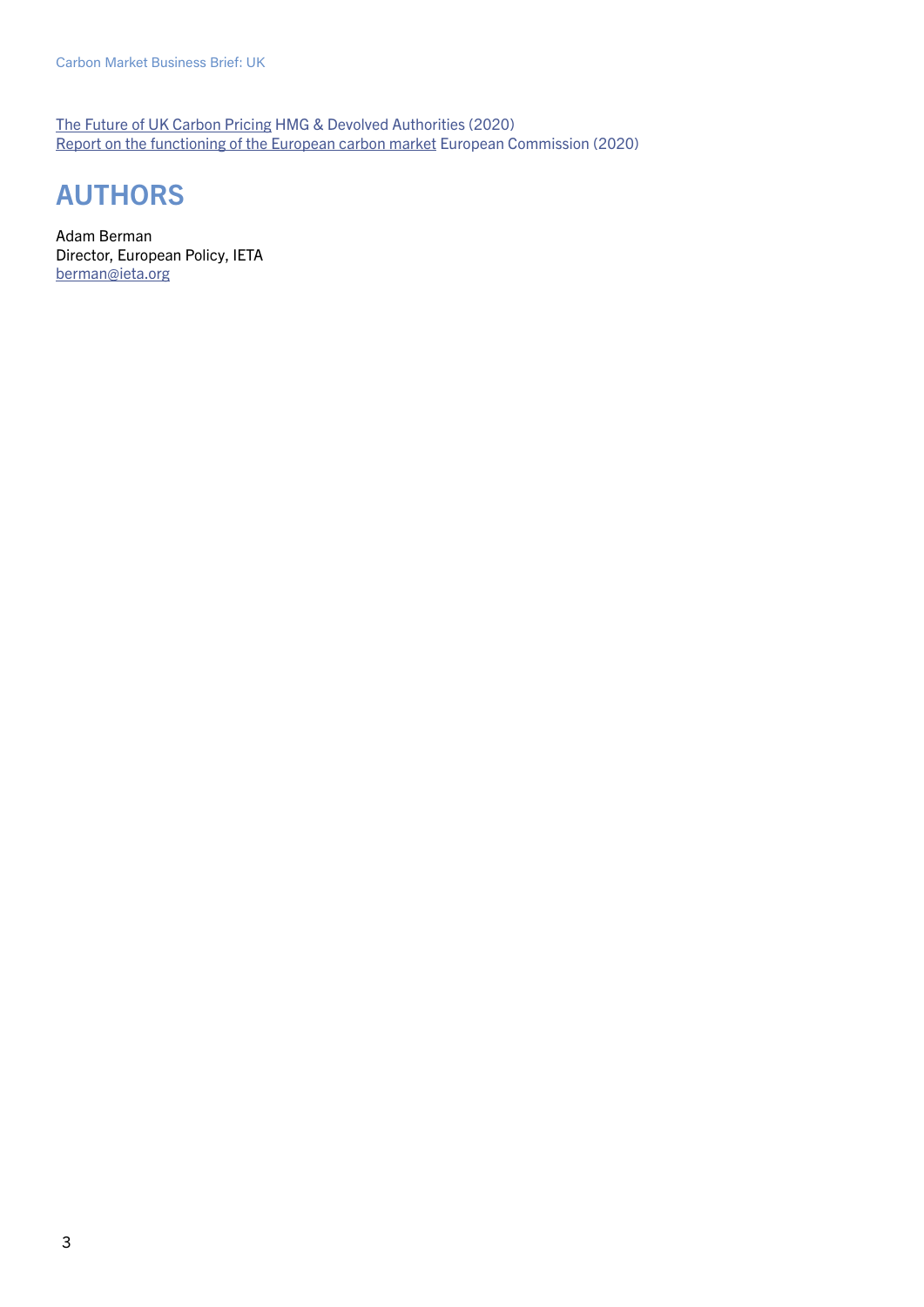The Future of UK Carbon Pricing HMG & Devolved Authorities (2020)
Report on the functioning of the European carbon market European Commission (2020)

# AUTHORS

Adam Berman
Director, European Policy, IETA
berman@ieta.org